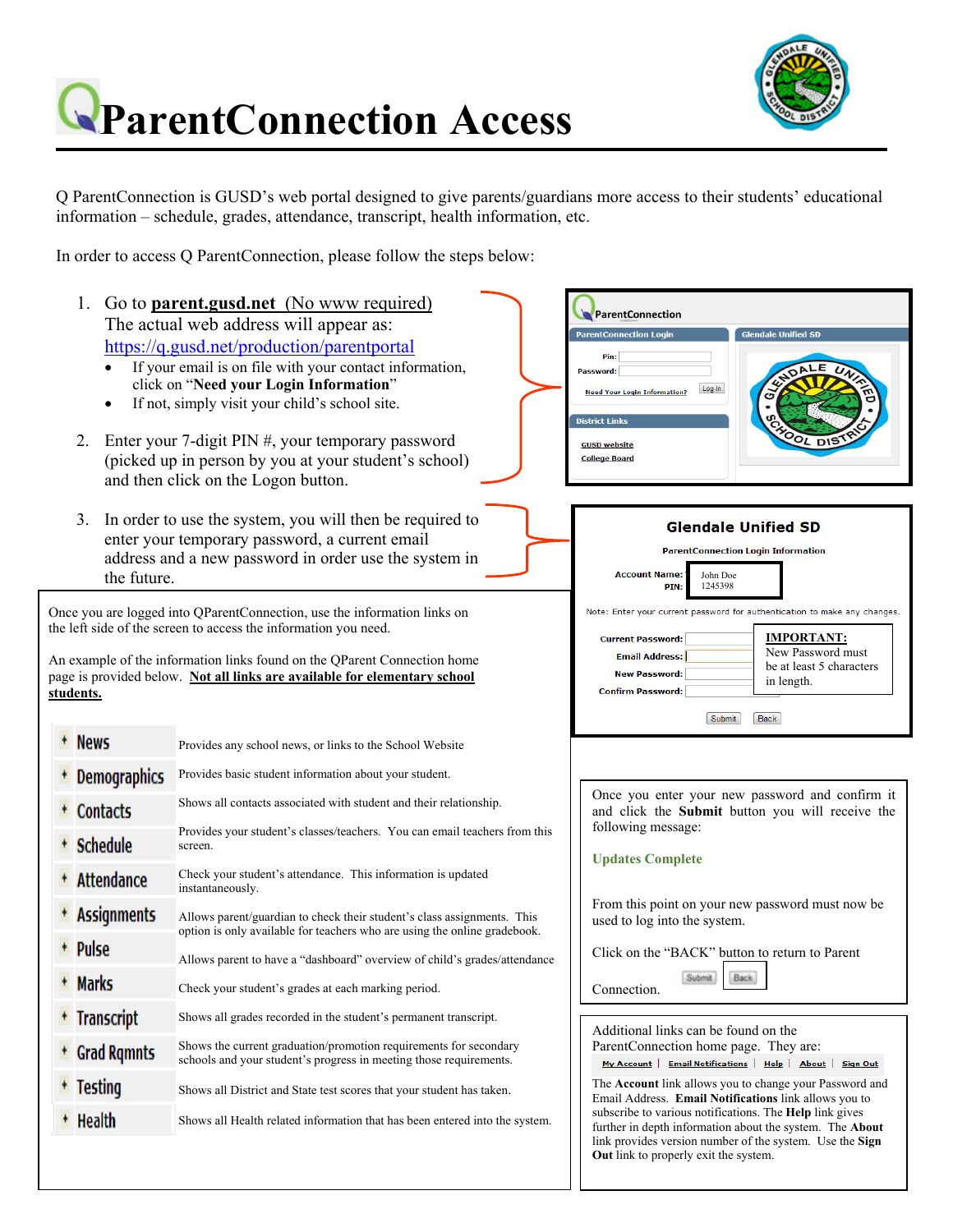# ParentConnection Access

Q ParentConnection is GUSD's web portal designed to give parents/guardians more access to their students' educational information – schedule, grades, attendance, transcript, health information, etc.

In order to access Q ParentConnection, please follow the steps below:

1. Go to **parent.gusd.net** (No www required) The actual web address will appear as: https://q.gusd.net/production/parentportal
   - If your email is on file with your contact information, click on "**Need your Login Information**"
   - If not, simply visit your child's school site.
2. Enter your 7-digit PIN #, your temporary password (picked up in person by you at your student's school) and then click on the Logon button.
3. In order to use the system, you will then be required to enter your temporary password, a current email address and a new password in order use the system in the future.

ParentConnection

ParentConnection Login

Pin:

Password:

Need Your Login Information? Log In

Glendale Unified SD

District Links

GUSD website

College Board

**Glendale Unified SD**

ParentConnection Login Information

Account Name: John Doe
PIN: 1245398

Note: Enter your current password for authentication to make any changes.

Current Password:

Email Address:

New Password:

Confirm Password:

**IMPORTANT:** New Password must be at least 5 characters in length.

Submit Back

Once you are logged into QParentConnection, use the information links on the left side of the screen to access the information you need.

An example of the information links found on the QParent Connection home page is provided below. **Not all links are available for elementary school students.**

| Link | Description |
|---|---|
| News | Provides any school news, or links to the School Website |
| Demographics | Provides basic student information about your student. |
| Contacts | Shows all contacts associated with student and their relationship. |
| Schedule | Provides your student's classes/teachers. You can email teachers from this screen. |
| Attendance | Check your student's attendance. This information is updated instantaneously. |
| Assignments | Allows parent/guardian to check their student's class assignments. This option is only available for teachers who are using the online gradebook. |
| Pulse | Allows parent to have a "dashboard" overview of child's grades/attendance |
| Marks | Check your student's grades at each marking period. |
| Transcript | Shows all grades recorded in the student's permanent transcript. |
| Grad Rqmnts | Shows the current graduation/promotion requirements for secondary schools and your student's progress in meeting those requirements. |
| Testing | Shows all District and State test scores that your student has taken. |
| Health | Shows all Health related information that has been entered into the system. |

Once you enter your new password and confirm it and click the **Submit** button you will receive the following message:

**Updates Complete**

From this point on your new password must now be used to log into the system.

Click on the "BACK" button to return to Parent Connection. Submit Back

Additional links can be found on the ParentConnection home page. They are:

My Account | Email Notifications | Help | About | Sign Out

The **Account** link allows you to change your Password and Email Address. **Email Notifications** link allows you to subscribe to various notifications. The **Help** link gives further in depth information about the system. The **About** link provides version number of the system. Use the **Sign Out** link to properly exit the system.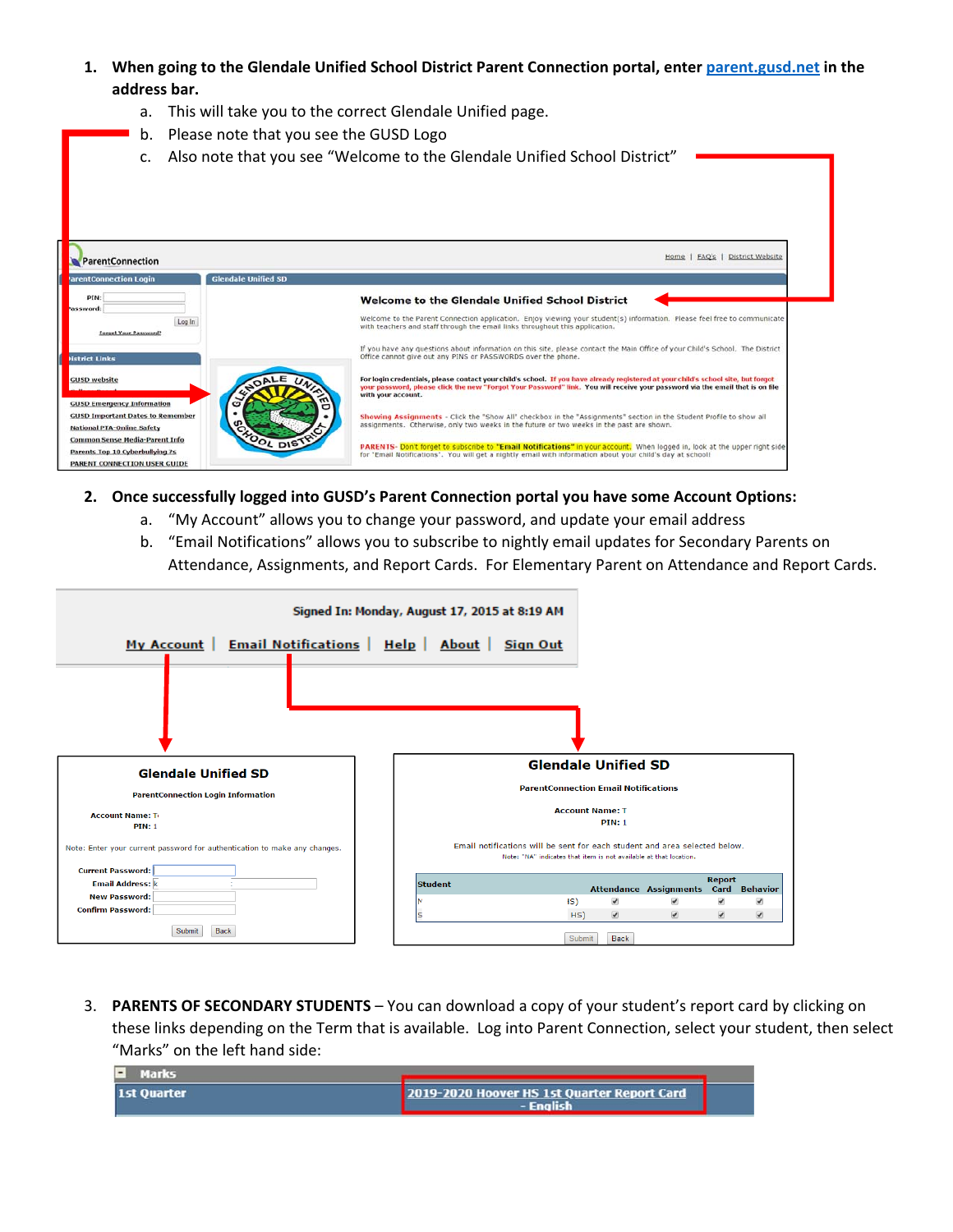1. **When going to the Glendale Unified School District Parent Connection portal, enter parent.gusd.net in the address bar.**
   a. This will take you to the correct Glendale Unified page.
   b. Please note that you see the GUSD Logo
   c. Also note that you see "Welcome to the Glendale Unified School District"

ParentConnection

Home | FAQs | District Website

ParentConnection Login

PIN:
Password:
Log In
Forgot Your Password?

District Links

GUSD website
GUSD Emergency Information
GUSD Important Dates to Remember
National PTA-Online Safety
Common Sense Media-Parent Info
Parents Top 10 Cyberbullying 7s
PARENT CONNECTION USER GUIDE

Glendale Unified SD

Welcome to the Glendale Unified School District

Welcome to the Parent Connection application. Enjoy viewing your student(s) information. Please feel free to communicate with teachers and staff through the email links throughout this application.

If you have any questions about information on this site, please contact the Main Office of your Child's School. The District Office cannot give out any PINS or PASSWORDS over the phone.

For login credentials, please contact your child's school. If you have already registered at your child's school site, but forgot your password, please click the new "Forgot Your Password" link. You will receive your password via the email that is on file with your account.

Showing Assignments - Click the "Show All" checkbox in the "Assignments" section in the Student Profile to show all assignments. Otherwise, only two weeks in the future or two weeks in the past are shown.

PARENTS- Don't forget to subscribe to "Email Notifications" in your account. When logged in, look at the upper right side for "Email Notifications". You will get a nightly email with information about your child's day at school!

2. **Once successfully logged into GUSD's Parent Connection portal you have some Account Options:**
   a. "My Account" allows you to change your password, and update your email address
   b. "Email Notifications" allows you to subscribe to nightly email updates for Secondary Parents on Attendance, Assignments, and Report Cards. For Elementary Parent on Attendance and Report Cards.

Signed In: Monday, August 17, 2015 at 8:19 AM

My Account | Email Notifications | Help | About | Sign Out

Glendale Unified SD

ParentConnection Login Information

Account Name: T
PIN: 1

Note: Enter your current password for authentication to make any changes.

Current Password:
Email Address: k
New Password:
Confirm Password:

Submit Back

Glendale Unified SD

ParentConnection Email Notifications

Account Name: T
PIN: 1

Email notifications will be sent for each student and area selected below.
Note: "NA" indicates that item is not available at that location.

| Student | | Attendance | Assignments | Report Card | Behavior |
|---|---|---|---|---|---|
| N | IS) | ✔ | ✔ | ✔ | ✔ |
| S | HS) | ✔ | ✔ | ✔ | ✔ |

Submit Back

3. **PARENTS OF SECONDARY STUDENTS** – You can download a copy of your student's report card by clicking on these links depending on the Term that is available. Log into Parent Connection, select your student, then select "Marks" on the left hand side:

Marks

1st Quarter — 2019-2020 Hoover HS 1st Quarter Report Card - English